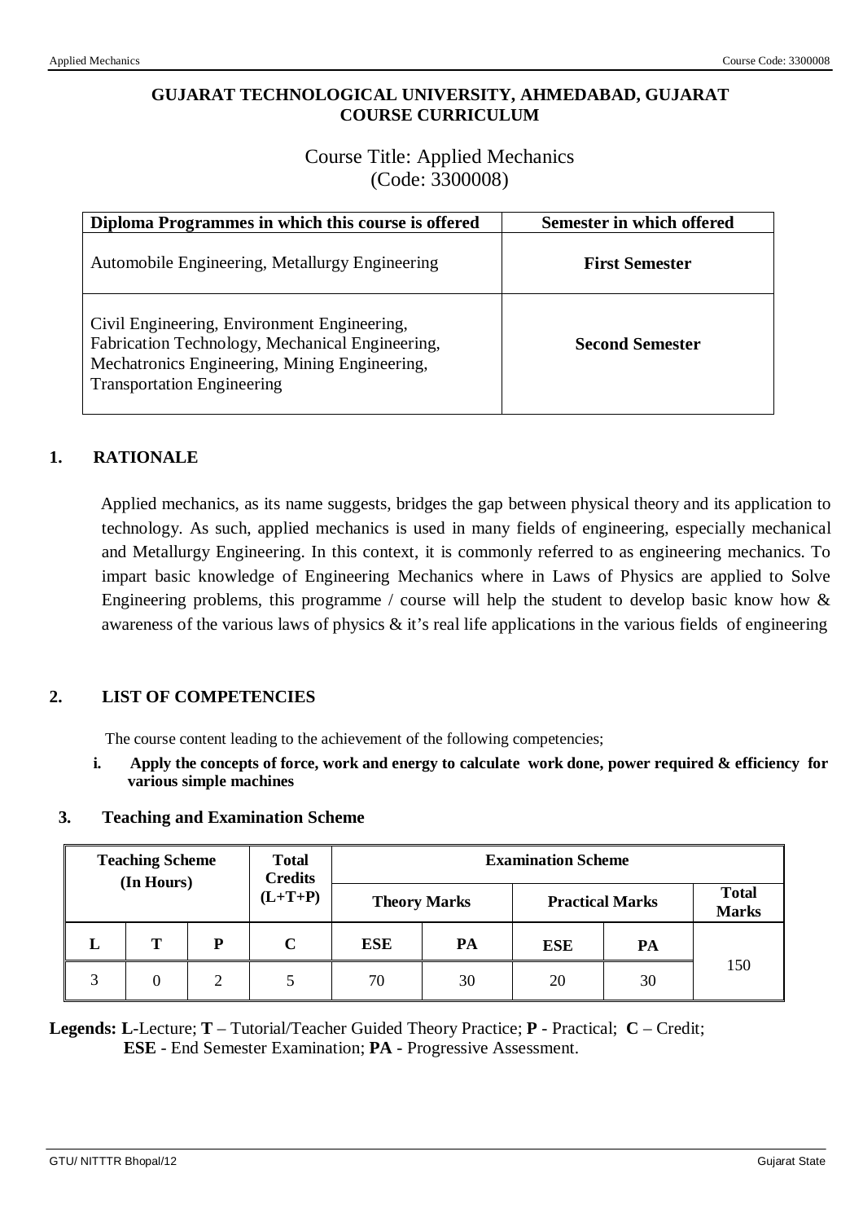**GUJARAT TECHNOLOGICAL UNIVERSITY, AHMEDABAD, GUJARAT**
**COURSE CURRICULUM**

# Course Title: Applied Mechanics
# (Code: 3300008)

| Diploma Programmes in which this course is offered | Semester in which offered |
|---|---|
| Automobile Engineering, Metallurgy Engineering | **First Semester** |
| Civil Engineering, Environment Engineering, Fabrication Technology, Mechanical Engineering, Mechatronics Engineering, Mining Engineering, Transportation Engineering | **Second Semester** |

## 1. RATIONALE

Applied mechanics, as its name suggests, bridges the gap between physical theory and its application to technology. As such, applied mechanics is used in many fields of engineering, especially mechanical and Metallurgy Engineering. In this context, it is commonly referred to as engineering mechanics. To impart basic knowledge of Engineering Mechanics where in Laws of Physics are applied to Solve Engineering problems, this programme / course will help the student to develop basic know how & awareness of the various laws of physics & it's real life applications in the various fields of engineering

## 2. LIST OF COMPETENCIES

The course content leading to the achievement of the following competencies;

i. **Apply the concepts of force, work and energy to calculate work done, power required & efficiency for various simple machines**

## 3. Teaching and Examination Scheme

| Teaching Scheme (In Hours) | | | Total Credits (L+T+P) | Examination Scheme | | | | |
|---|---|---|---|---|---|---|---|---|
| | | | | Theory Marks | | Practical Marks | | Total Marks |
| L | T | P | C | ESE | PA | ESE | PA | |
| 3 | 0 | 2 | 5 | 70 | 30 | 20 | 30 | 150 |

**Legends: L**-Lecture; **T** – Tutorial/Teacher Guided Theory Practice; **P** - Practical; **C** – Credit; **ESE** - End Semester Examination; **PA** - Progressive Assessment.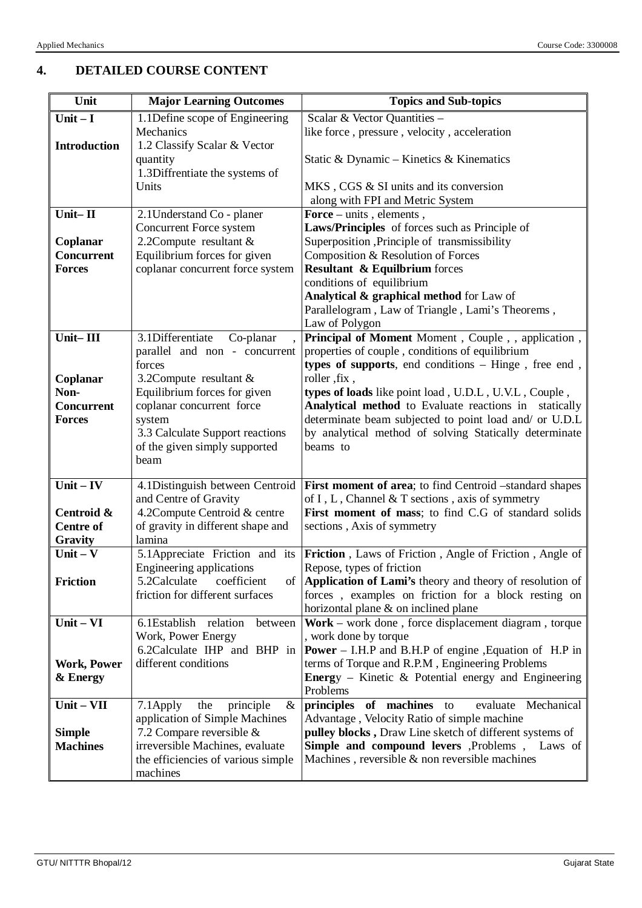## 4. DETAILED COURSE CONTENT

| Unit | Major Learning Outcomes | Topics and Sub-topics |
|---|---|---|
| **Unit – I**<br><br>**Introduction** | 1.1Define scope of Engineering Mechanics<br>1.2 Classify Scalar & Vector quantity<br>1.3Diffrentiate the systems of Units | Scalar & Vector Quantities – like force , pressure , velocity , acceleration<br><br>Static & Dynamic – Kinetics & Kinematics<br><br>MKS , CGS & SI units and its conversion along with FPI and Metric System |
| **Unit– II**<br><br>**Coplanar Concurrent Forces** | 2.1Understand Co - planer Concurrent Force system<br>2.2Compute resultant & Equilibrium forces for given coplanar concurrent force system | **Force** – units , elements ,<br>**Laws/Principles** of forces such as Principle of Superposition ,Principle of transmissibility<br>Composition & Resolution of Forces<br>**Resultant & Equilbrium** forces<br>conditions of equilibrium<br>**Analytical & graphical method** for Law of Parallelogram , Law of Triangle , Lami's Theorems , Law of Polygon |
| **Unit– III**<br><br>**Coplanar Non-Concurrent Forces** | 3.1Differentiate Co-planar , parallel and non - concurrent forces<br>3.2Compute resultant & Equilibrium forces for given coplanar concurrent force system<br>3.3 Calculate Support reactions of the given simply supported beam | **Principal of Moment** Moment , Couple , , application , properties of couple , conditions of equilibrium<br>**types of supports**, end conditions – Hinge , free end , roller ,fix ,<br>**types of loads** like point load , U.D.L , U.V.L , Couple ,<br>**Analytical method** to Evaluate reactions in statically determinate beam subjected to point load and/ or U.D.L by analytical method of solving Statically determinate beams to |
| **Unit – IV**<br><br>**Centroid & Centre of Gravity** | 4.1Distinguish between Centroid and Centre of Gravity<br>4.2Compute Centroid & centre of gravity in different shape and lamina | **First moment of area**; to find Centroid –standard shapes of I , L , Channel & T sections , axis of symmetry<br>**First moment of mass**; to find C.G of standard solids sections , Axis of symmetry |
| **Unit – V**<br><br>**Friction** | 5.1Appreciate Friction and its Engineering applications<br>5.2Calculate coefficient of friction for different surfaces | **Friction** , Laws of Friction , Angle of Friction , Angle of Repose, types of friction<br>**Application of Lami's** theory and theory of resolution of forces , examples on friction for a block resting on horizontal plane & on inclined plane |
| **Unit – VI**<br><br>**Work, Power & Energy** | 6.1Establish relation between Work, Power Energy<br>6.2Calculate IHP and BHP in different conditions | **Work** – work done , force displacement diagram , torque , work done by torque<br>**Power** – I.H.P and B.H.P of engine ,Equation of H.P in terms of Torque and R.P.M , Engineering Problems<br>**Energ**y – Kinetic & Potential energy and Engineering Problems |
| **Unit – VII**<br><br>**Simple Machines** | 7.1Apply the principle & application of Simple Machines<br>7.2 Compare reversible & irreversible Machines, evaluate the efficiencies of various simple machines | **principles of machines** to evaluate Mechanical Advantage , Velocity Ratio of simple machine<br>**pulley blocks ,** Draw Line sketch of different systems of<br>**Simple and compound levers** ,Problems , Laws of Machines , reversible & non reversible machines |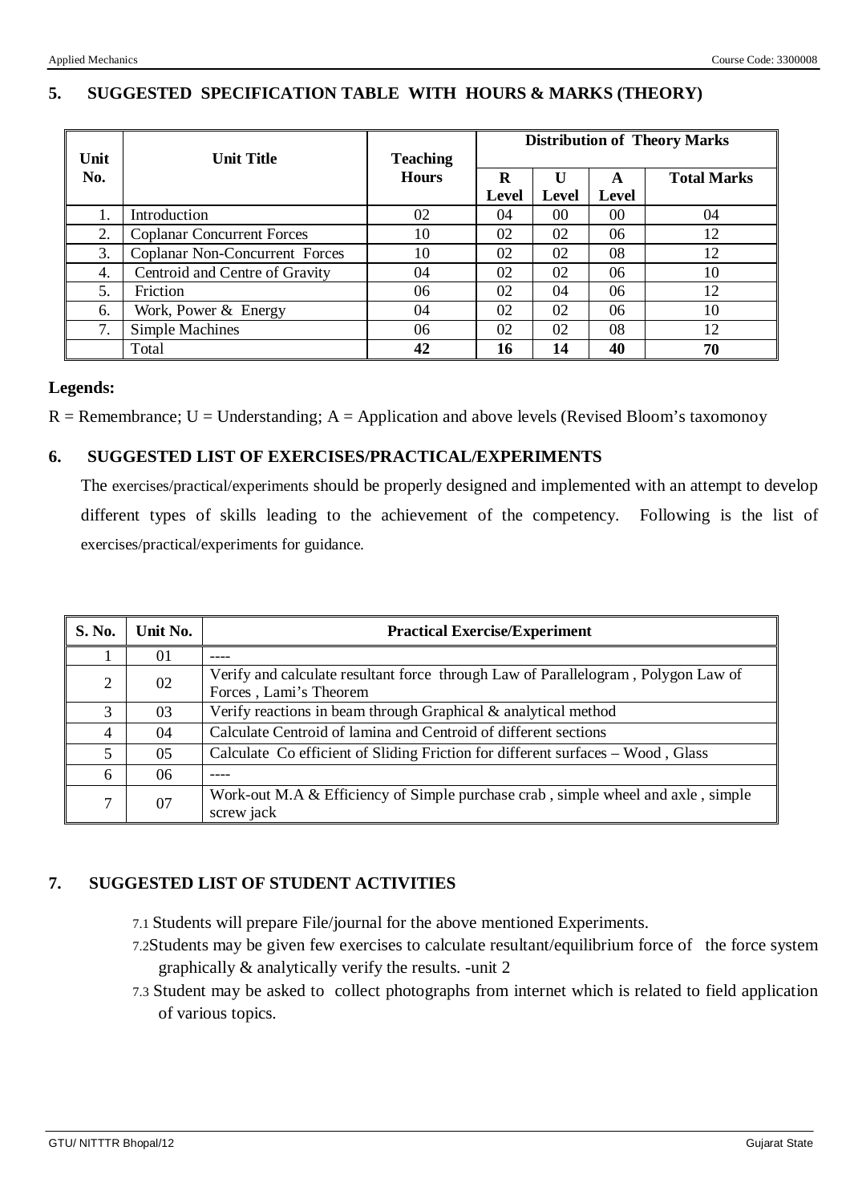## 5. SUGGESTED SPECIFICATION TABLE WITH HOURS & MARKS (THEORY)

| Unit No. | Unit Title | Teaching Hours | Distribution of Theory Marks | | | |
|---|---|---|---|---|---|---|
| | | | R Level | U Level | A Level | Total Marks |
| 1. | Introduction | 02 | 04 | 00 | 00 | 04 |
| 2. | Coplanar Concurrent Forces | 10 | 02 | 02 | 06 | 12 |
| 3. | Coplanar Non-Concurrent Forces | 10 | 02 | 02 | 08 | 12 |
| 4. | Centroid and Centre of Gravity | 04 | 02 | 02 | 06 | 10 |
| 5. | Friction | 06 | 02 | 04 | 06 | 12 |
| 6. | Work, Power & Energy | 04 | 02 | 02 | 06 | 10 |
| 7. | Simple Machines | 06 | 02 | 02 | 08 | 12 |
| | Total | **42** | **16** | **14** | **40** | **70** |

**Legends:**

R = Remembrance; U = Understanding; A = Application and above levels (Revised Bloom's taxomonoy

## 6. SUGGESTED LIST OF EXERCISES/PRACTICAL/EXPERIMENTS

The exercises/practical/experiments should be properly designed and implemented with an attempt to develop different types of skills leading to the achievement of the competency. Following is the list of exercises/practical/experiments for guidance.

| S. No. | Unit No. | Practical Exercise/Experiment |
|---|---|---|
| 1 | 01 | ---- |
| 2 | 02 | Verify and calculate resultant force through Law of Parallelogram , Polygon Law of Forces , Lami's Theorem |
| 3 | 03 | Verify reactions in beam through Graphical & analytical method |
| 4 | 04 | Calculate Centroid of lamina and Centroid of different sections |
| 5 | 05 | Calculate Co efficient of Sliding Friction for different surfaces – Wood , Glass |
| 6 | 06 | ---- |
| 7 | 07 | Work-out M.A & Efficiency of Simple purchase crab , simple wheel and axle , simple screw jack |

## 7. SUGGESTED LIST OF STUDENT ACTIVITIES

7.1 Students will prepare File/journal for the above mentioned Experiments.

7.2 Students may be given few exercises to calculate resultant/equilibrium force of the force system graphically & analytically verify the results. -unit 2

7.3 Student may be asked to collect photographs from internet which is related to field application of various topics.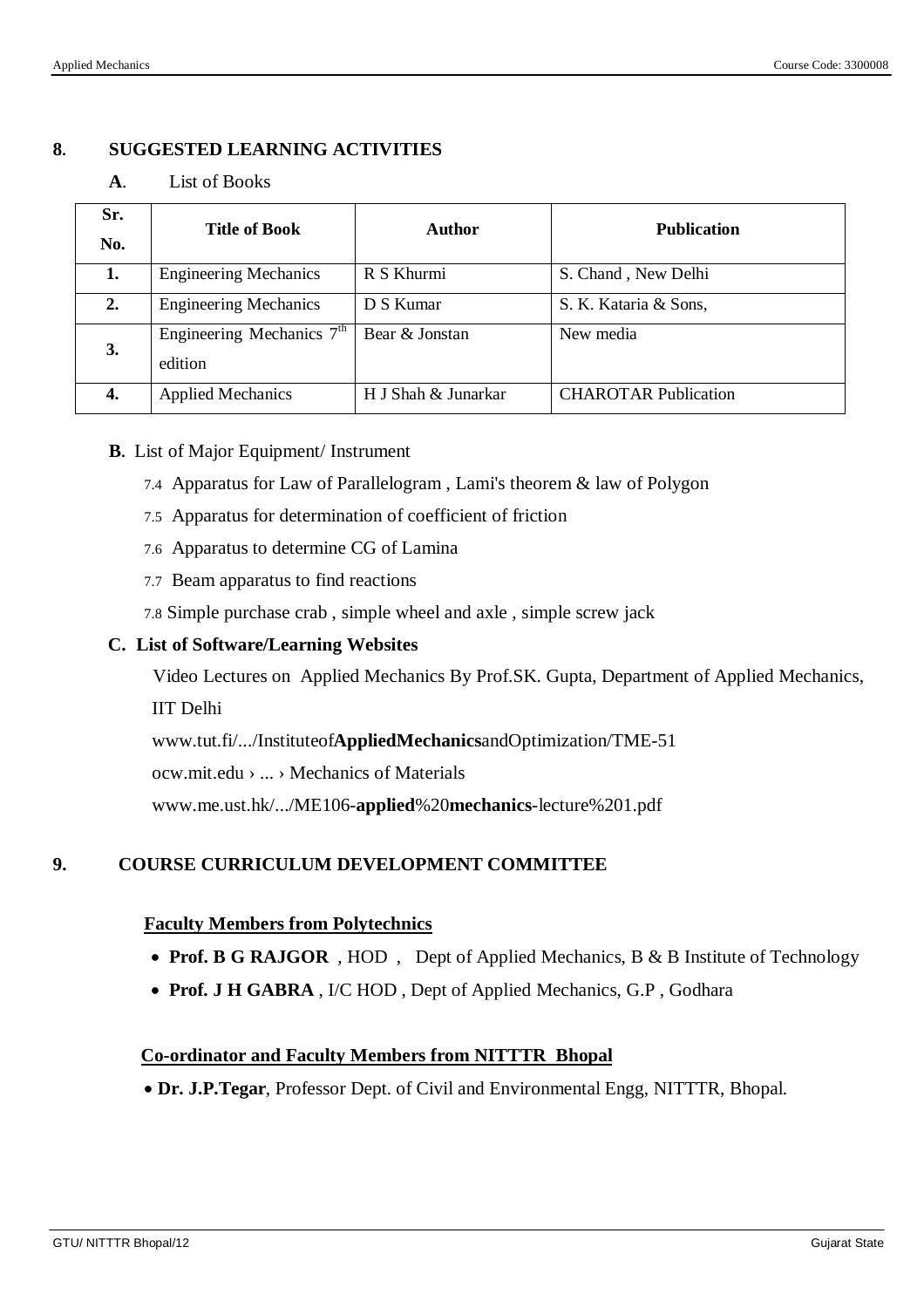## 8. SUGGESTED LEARNING ACTIVITIES

**A**. List of Books

| Sr. No. | Title of Book | Author | Publication |
|---|---|---|---|
| **1.** | Engineering Mechanics | R S Khurmi | S. Chand , New Delhi |
| **2.** | Engineering Mechanics | D S Kumar | S. K. Kataria & Sons, |
| **3.** | Engineering Mechanics 7th edition | Bear & Jonstan | New media |
| **4.** | Applied Mechanics | H J Shah & Junarkar | CHAROTAR Publication |

**B**. List of Major Equipment/ Instrument

7.4 Apparatus for Law of Parallelogram , Lami's theorem & law of Polygon

7.5 Apparatus for determination of coefficient of friction

7.6 Apparatus to determine CG of Lamina

7.7 Beam apparatus to find reactions

7.8 Simple purchase crab , simple wheel and axle , simple screw jack

**C. List of Software/Learning Websites**

Video Lectures on Applied Mechanics By Prof.SK. Gupta, Department of Applied Mechanics, IIT Delhi

www.tut.fi/.../Instituteof**AppliedMechanics**andOptimization/TME-51

ocw.mit.edu › ... › Mechanics of Materials

www.me.ust.hk/.../ME106-**applied**%20**mechanics**-lecture%201.pdf

## 9. COURSE CURRICULUM DEVELOPMENT COMMITTEE

**Faculty Members from Polytechnics**

- **Prof. B G RAJGOR** , HOD , Dept of Applied Mechanics, B & B Institute of Technology
- **Prof. J H GABRA** , I/C HOD , Dept of Applied Mechanics, G.P , Godhara

**Co-ordinator and Faculty Members from NITTTR Bhopal**

- **Dr. J.P.Tegar**, Professor Dept. of Civil and Environmental Engg, NITTTR, Bhopal.